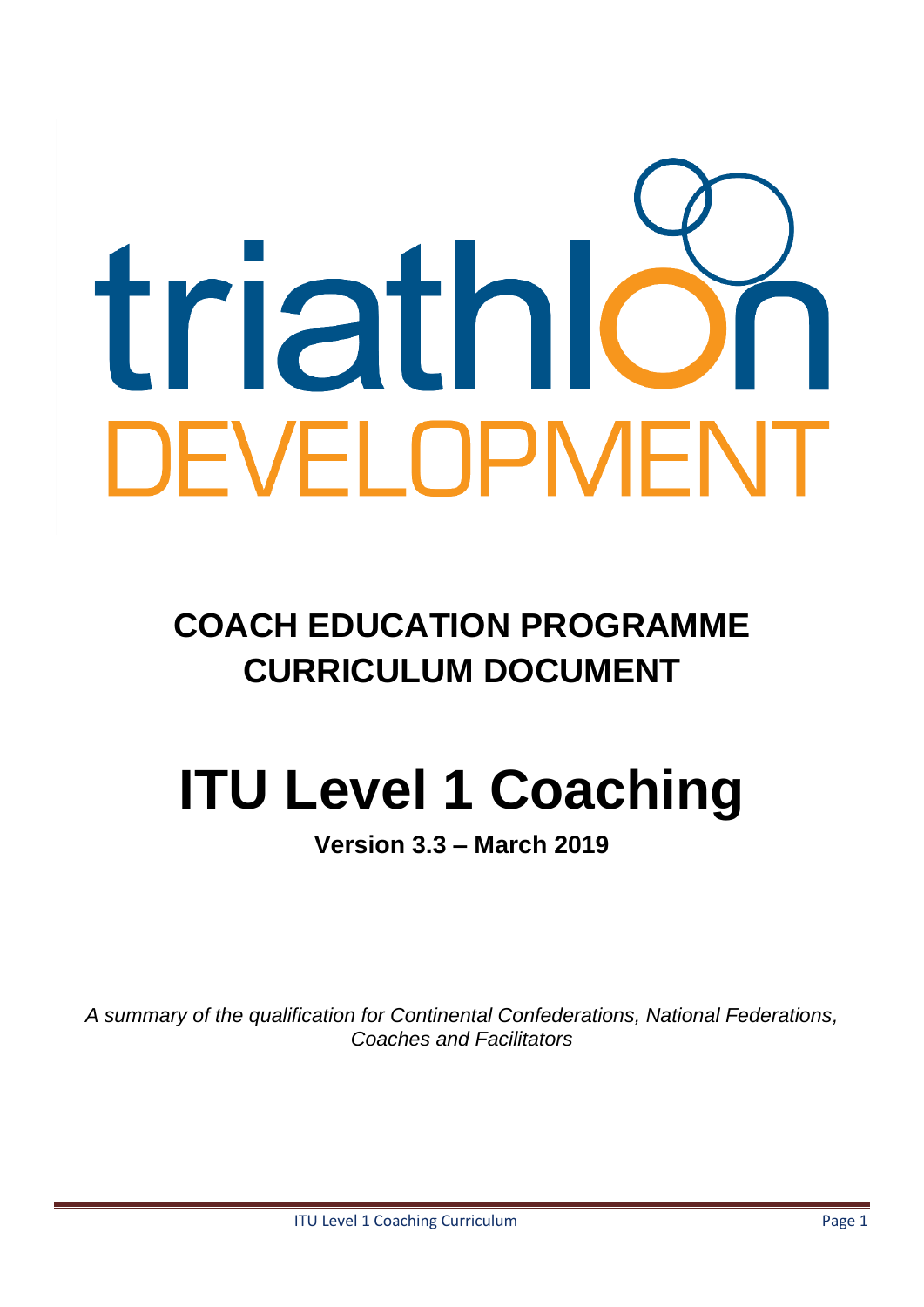triathlon
DEVELOPMENT

# COACH EDUCATION PROGRAMME CURRICULUM DOCUMENT

# ITU Level 1 Coaching

**Version 3.3 – March 2019**

*A summary of the qualification for Continental Confederations, National Federations, Coaches and Facilitators*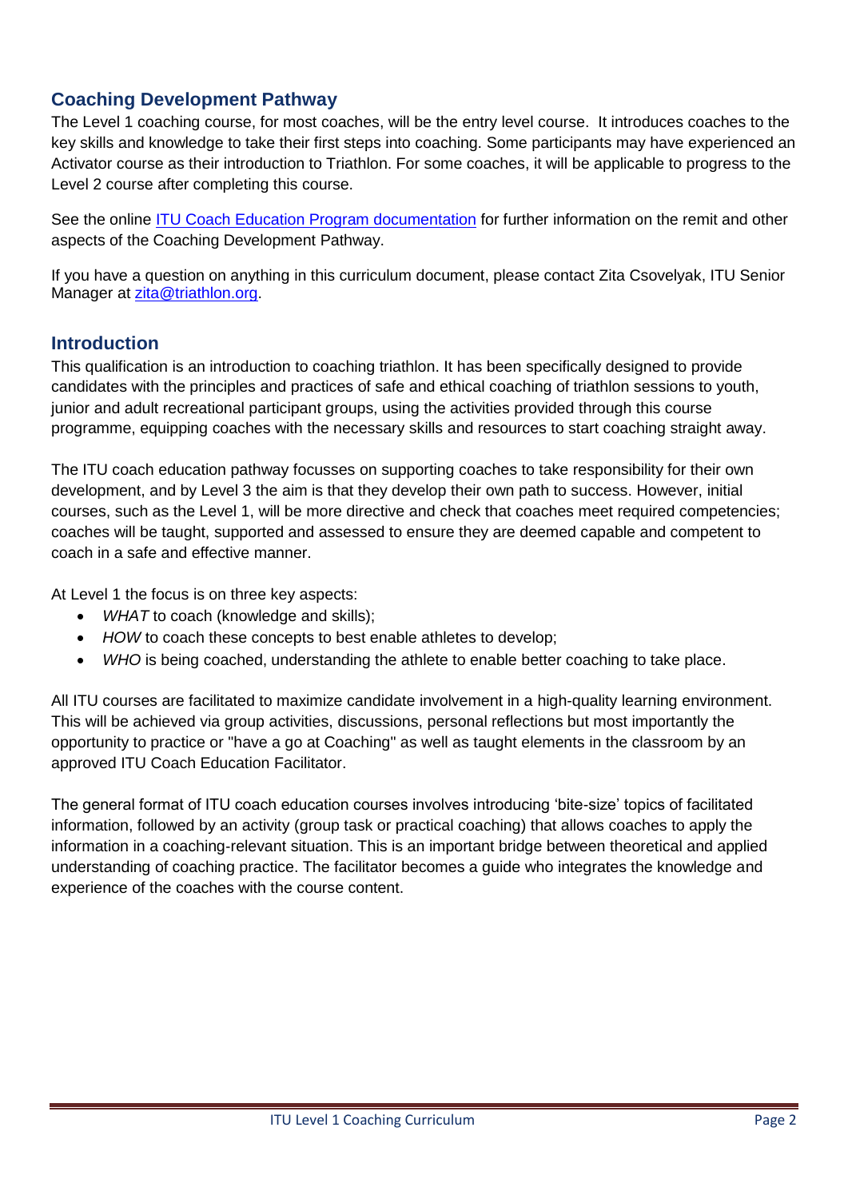## Coaching Development Pathway

The Level 1 coaching course, for most coaches, will be the entry level course. It introduces coaches to the key skills and knowledge to take their first steps into coaching. Some participants may have experienced an Activator course as their introduction to Triathlon. For some coaches, it will be applicable to progress to the Level 2 course after completing this course.

See the online [ITU Coach Education Program documentation] for further information on the remit and other aspects of the Coaching Development Pathway.

If you have a question on anything in this curriculum document, please contact Zita Csovelyak, ITU Senior Manager at zita@triathlon.org.

## Introduction

This qualification is an introduction to coaching triathlon. It has been specifically designed to provide candidates with the principles and practices of safe and ethical coaching of triathlon sessions to youth, junior and adult recreational participant groups, using the activities provided through this course programme, equipping coaches with the necessary skills and resources to start coaching straight away.

The ITU coach education pathway focusses on supporting coaches to take responsibility for their own development, and by Level 3 the aim is that they develop their own path to success. However, initial courses, such as the Level 1, will be more directive and check that coaches meet required competencies; coaches will be taught, supported and assessed to ensure they are deemed capable and competent to coach in a safe and effective manner.

At Level 1 the focus is on three key aspects:

- *WHAT* to coach (knowledge and skills);
- *HOW* to coach these concepts to best enable athletes to develop;
- *WHO* is being coached, understanding the athlete to enable better coaching to take place.

All ITU courses are facilitated to maximize candidate involvement in a high-quality learning environment. This will be achieved via group activities, discussions, personal reflections but most importantly the opportunity to practice or "have a go at Coaching" as well as taught elements in the classroom by an approved ITU Coach Education Facilitator.

The general format of ITU coach education courses involves introducing 'bite-size' topics of facilitated information, followed by an activity (group task or practical coaching) that allows coaches to apply the information in a coaching-relevant situation. This is an important bridge between theoretical and applied understanding of coaching practice. The facilitator becomes a guide who integrates the knowledge and experience of the coaches with the course content.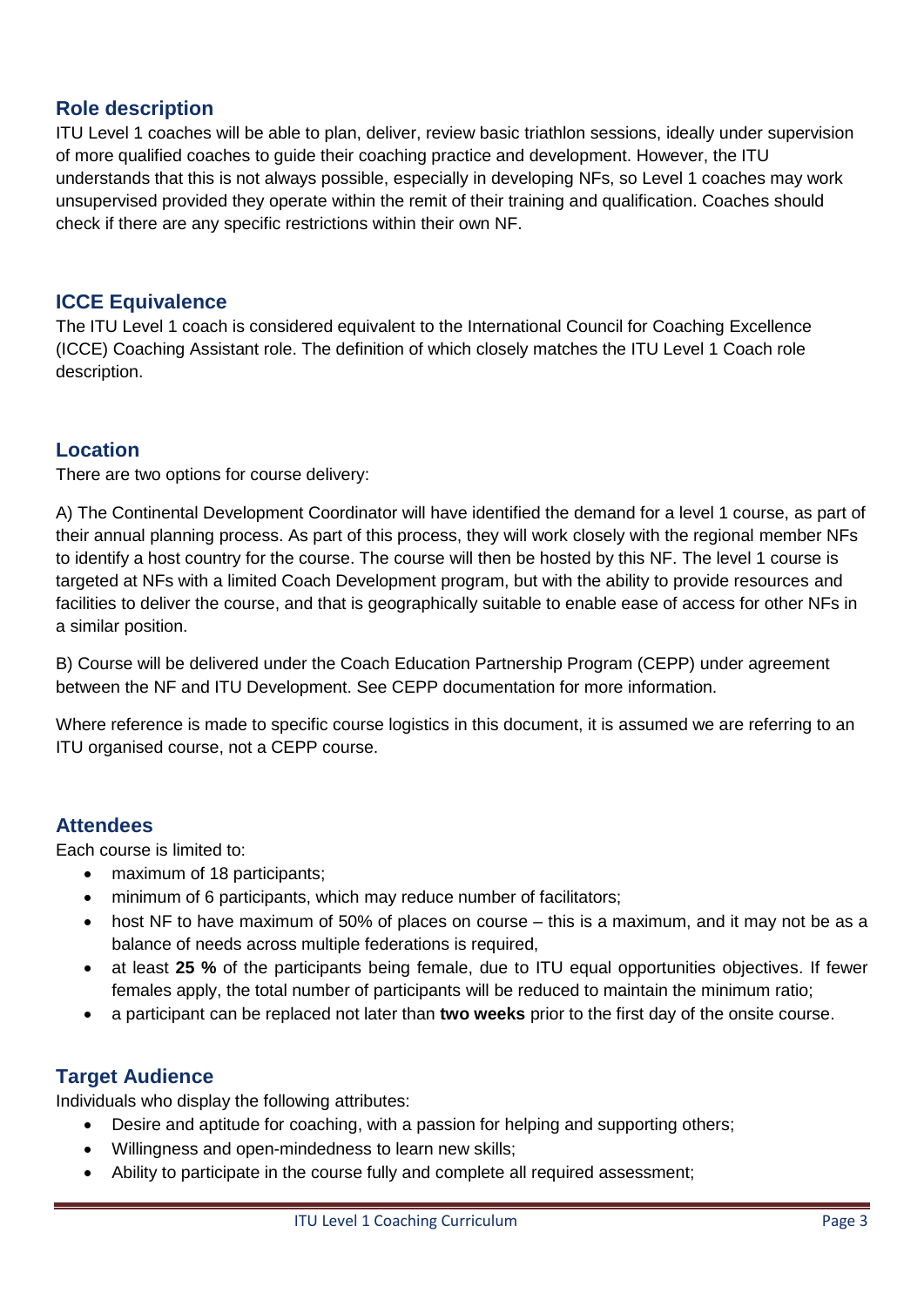## Role description

ITU Level 1 coaches will be able to plan, deliver, review basic triathlon sessions, ideally under supervision of more qualified coaches to guide their coaching practice and development. However, the ITU understands that this is not always possible, especially in developing NFs, so Level 1 coaches may work unsupervised provided they operate within the remit of their training and qualification. Coaches should check if there are any specific restrictions within their own NF.

## ICCE Equivalence

The ITU Level 1 coach is considered equivalent to the International Council for Coaching Excellence (ICCE) Coaching Assistant role. The definition of which closely matches the ITU Level 1 Coach role description.

## Location

There are two options for course delivery:

A) The Continental Development Coordinator will have identified the demand for a level 1 course, as part of their annual planning process. As part of this process, they will work closely with the regional member NFs to identify a host country for the course. The course will then be hosted by this NF. The level 1 course is targeted at NFs with a limited Coach Development program, but with the ability to provide resources and facilities to deliver the course, and that is geographically suitable to enable ease of access for other NFs in a similar position.

B) Course will be delivered under the Coach Education Partnership Program (CEPP) under agreement between the NF and ITU Development. See CEPP documentation for more information.

Where reference is made to specific course logistics in this document, it is assumed we are referring to an ITU organised course, not a CEPP course.

## Attendees

Each course is limited to:

- maximum of 18 participants;
- minimum of 6 participants, which may reduce number of facilitators;
- host NF to have maximum of 50% of places on course – this is a maximum, and it may not be as a balance of needs across multiple federations is required,
- at least **25 %** of the participants being female, due to ITU equal opportunities objectives. If fewer females apply, the total number of participants will be reduced to maintain the minimum ratio;
- a participant can be replaced not later than **two weeks** prior to the first day of the onsite course.

## Target Audience

Individuals who display the following attributes:

- Desire and aptitude for coaching, with a passion for helping and supporting others;
- Willingness and open-mindedness to learn new skills;
- Ability to participate in the course fully and complete all required assessment;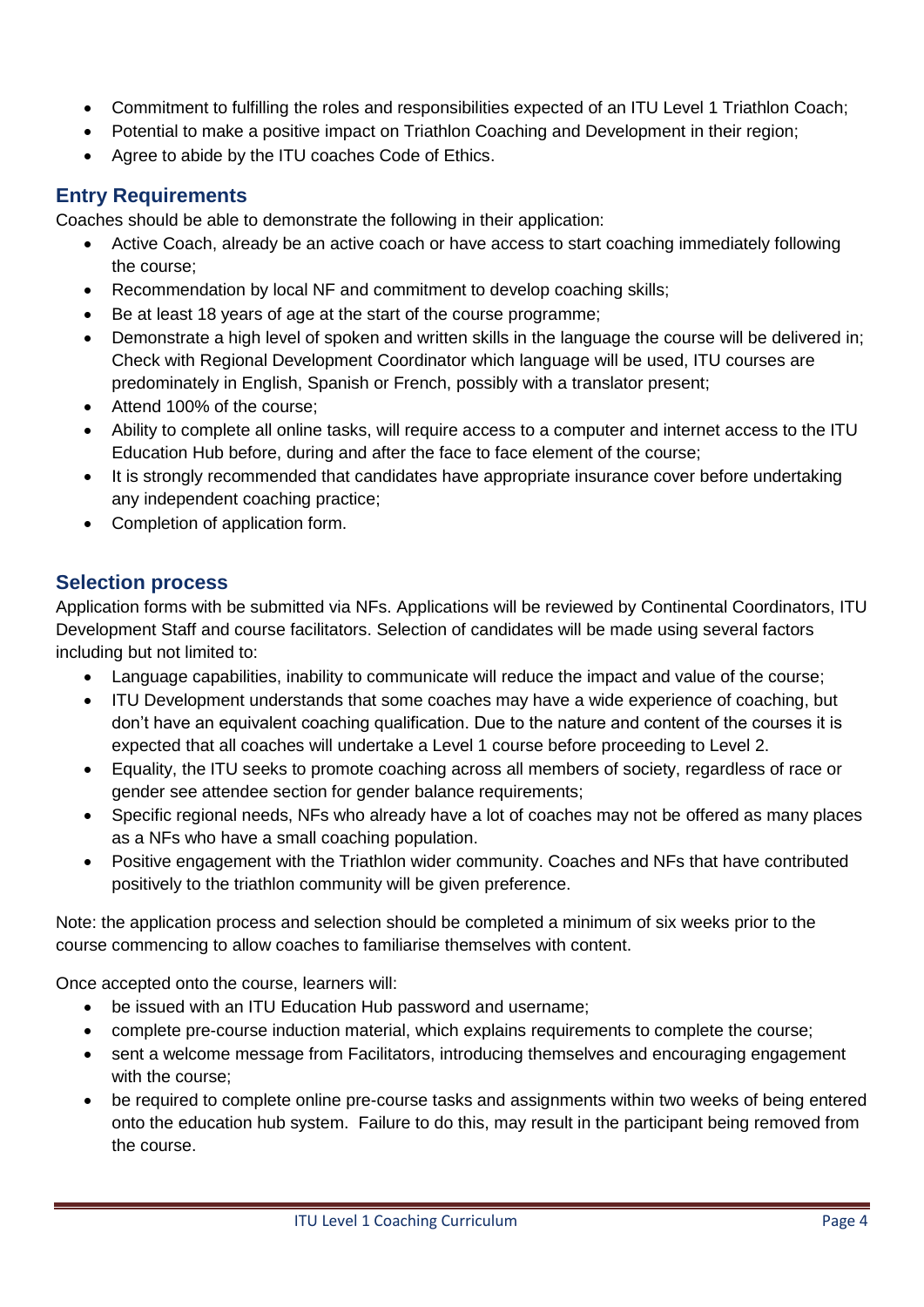- Commitment to fulfilling the roles and responsibilities expected of an ITU Level 1 Triathlon Coach;
- Potential to make a positive impact on Triathlon Coaching and Development in their region;
- Agree to abide by the ITU coaches Code of Ethics.

## Entry Requirements

Coaches should be able to demonstrate the following in their application:

- Active Coach, already be an active coach or have access to start coaching immediately following the course;
- Recommendation by local NF and commitment to develop coaching skills;
- Be at least 18 years of age at the start of the course programme;
- Demonstrate a high level of spoken and written skills in the language the course will be delivered in; Check with Regional Development Coordinator which language will be used, ITU courses are predominately in English, Spanish or French, possibly with a translator present;
- Attend 100% of the course;
- Ability to complete all online tasks, will require access to a computer and internet access to the ITU Education Hub before, during and after the face to face element of the course;
- It is strongly recommended that candidates have appropriate insurance cover before undertaking any independent coaching practice;
- Completion of application form.

## Selection process

Application forms with be submitted via NFs. Applications will be reviewed by Continental Coordinators, ITU Development Staff and course facilitators. Selection of candidates will be made using several factors including but not limited to:

- Language capabilities, inability to communicate will reduce the impact and value of the course;
- ITU Development understands that some coaches may have a wide experience of coaching, but don't have an equivalent coaching qualification. Due to the nature and content of the courses it is expected that all coaches will undertake a Level 1 course before proceeding to Level 2.
- Equality, the ITU seeks to promote coaching across all members of society, regardless of race or gender see attendee section for gender balance requirements;
- Specific regional needs, NFs who already have a lot of coaches may not be offered as many places as a NFs who have a small coaching population.
- Positive engagement with the Triathlon wider community. Coaches and NFs that have contributed positively to the triathlon community will be given preference.

Note: the application process and selection should be completed a minimum of six weeks prior to the course commencing to allow coaches to familiarise themselves with content.

Once accepted onto the course, learners will:

- be issued with an ITU Education Hub password and username;
- complete pre-course induction material, which explains requirements to complete the course;
- sent a welcome message from Facilitators, introducing themselves and encouraging engagement with the course;
- be required to complete online pre-course tasks and assignments within two weeks of being entered onto the education hub system. Failure to do this, may result in the participant being removed from the course.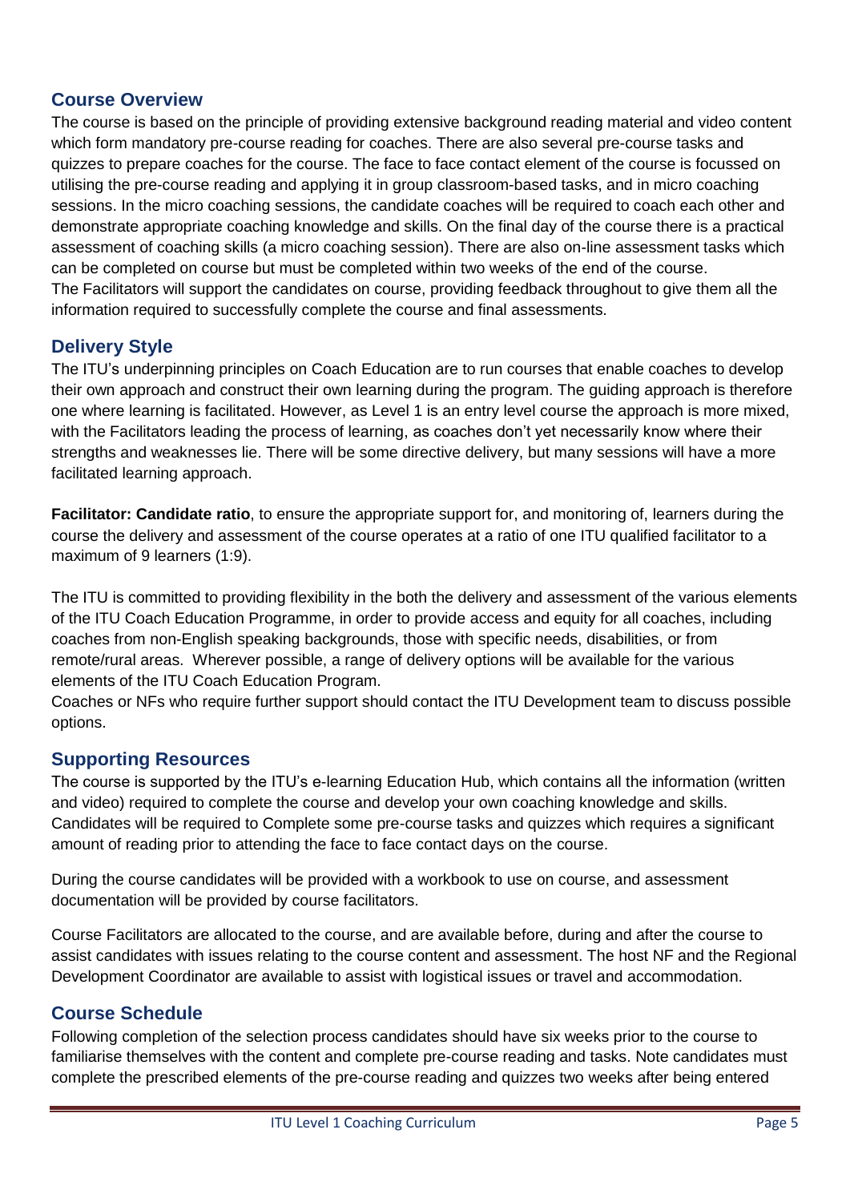## Course Overview

The course is based on the principle of providing extensive background reading material and video content which form mandatory pre-course reading for coaches. There are also several pre-course tasks and quizzes to prepare coaches for the course. The face to face contact element of the course is focussed on utilising the pre-course reading and applying it in group classroom-based tasks, and in micro coaching sessions. In the micro coaching sessions, the candidate coaches will be required to coach each other and demonstrate appropriate coaching knowledge and skills. On the final day of the course there is a practical assessment of coaching skills (a micro coaching session). There are also on-line assessment tasks which can be completed on course but must be completed within two weeks of the end of the course.
The Facilitators will support the candidates on course, providing feedback throughout to give them all the information required to successfully complete the course and final assessments.

## Delivery Style

The ITU's underpinning principles on Coach Education are to run courses that enable coaches to develop their own approach and construct their own learning during the program. The guiding approach is therefore one where learning is facilitated. However, as Level 1 is an entry level course the approach is more mixed, with the Facilitators leading the process of learning, as coaches don't yet necessarily know where their strengths and weaknesses lie. There will be some directive delivery, but many sessions will have a more facilitated learning approach.

**Facilitator: Candidate ratio**, to ensure the appropriate support for, and monitoring of, learners during the course the delivery and assessment of the course operates at a ratio of one ITU qualified facilitator to a maximum of 9 learners (1:9).

The ITU is committed to providing flexibility in the both the delivery and assessment of the various elements of the ITU Coach Education Programme, in order to provide access and equity for all coaches, including coaches from non-English speaking backgrounds, those with specific needs, disabilities, or from remote/rural areas. Wherever possible, a range of delivery options will be available for the various elements of the ITU Coach Education Program.
Coaches or NFs who require further support should contact the ITU Development team to discuss possible options.

## Supporting Resources

The course is supported by the ITU's e-learning Education Hub, which contains all the information (written and video) required to complete the course and develop your own coaching knowledge and skills. Candidates will be required to Complete some pre-course tasks and quizzes which requires a significant amount of reading prior to attending the face to face contact days on the course.

During the course candidates will be provided with a workbook to use on course, and assessment documentation will be provided by course facilitators.

Course Facilitators are allocated to the course, and are available before, during and after the course to assist candidates with issues relating to the course content and assessment. The host NF and the Regional Development Coordinator are available to assist with logistical issues or travel and accommodation.

## Course Schedule

Following completion of the selection process candidates should have six weeks prior to the course to familiarise themselves with the content and complete pre-course reading and tasks. Note candidates must complete the prescribed elements of the pre-course reading and quizzes two weeks after being entered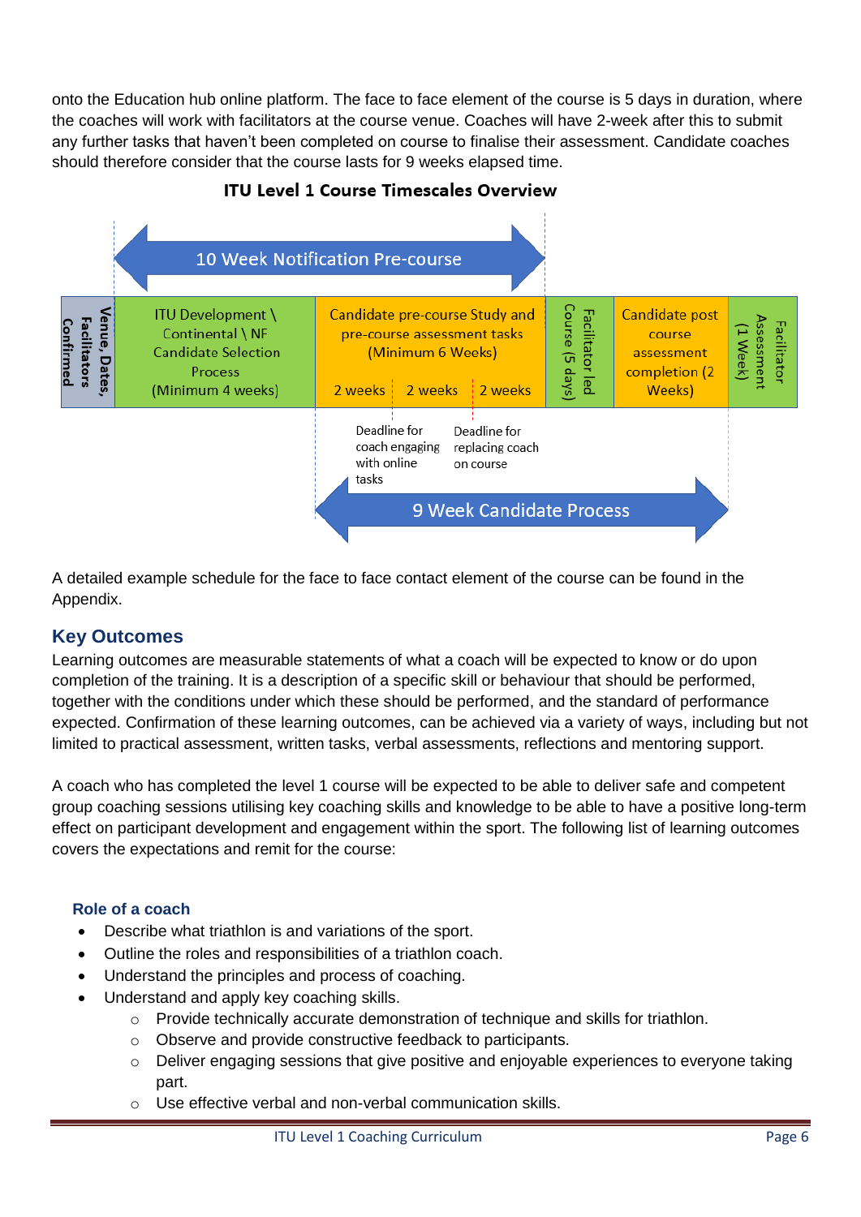onto the Education hub online platform. The face to face element of the course is 5 days in duration, where the coaches will work with facilitators at the course venue. Coaches will have 2-week after this to submit any further tasks that haven't been completed on course to finalise their assessment. Candidate coaches should therefore consider that the course lasts for 9 weeks elapsed time.

**ITU Level 1 Course Timescales Overview**

10 Week Notification Pre-course

| Venue, Dates, Facilitators Confirmed | ITU Development \ Continental \ NF Candidate Selection Process (Minimum 4 weeks) | Candidate pre-course Study and pre-course assessment tasks (Minimum 6 Weeks) 2 weeks / 2 weeks / 2 weeks | Facilitator led Course (5 days) | Candidate post course assessment completion (2 Weeks) | Facilitator Assessment (1 Week) |
|---|---|---|---|---|---|

Deadline for coach engaging with online tasks

Deadline for replacing coach on course

9 Week Candidate Process

A detailed example schedule for the face to face contact element of the course can be found in the Appendix.

## Key Outcomes

Learning outcomes are measurable statements of what a coach will be expected to know or do upon completion of the training. It is a description of a specific skill or behaviour that should be performed, together with the conditions under which these should be performed, and the standard of performance expected. Confirmation of these learning outcomes, can be achieved via a variety of ways, including but not limited to practical assessment, written tasks, verbal assessments, reflections and mentoring support.

A coach who has completed the level 1 course will be expected to be able to deliver safe and competent group coaching sessions utilising key coaching skills and knowledge to be able to have a positive long-term effect on participant development and engagement within the sport. The following list of learning outcomes covers the expectations and remit for the course:

### Role of a coach

- Describe what triathlon is and variations of the sport.
- Outline the roles and responsibilities of a triathlon coach.
- Understand the principles and process of coaching.
- Understand and apply key coaching skills.
  - Provide technically accurate demonstration of technique and skills for triathlon.
  - Observe and provide constructive feedback to participants.
  - Deliver engaging sessions that give positive and enjoyable experiences to everyone taking part.
  - Use effective verbal and non-verbal communication skills.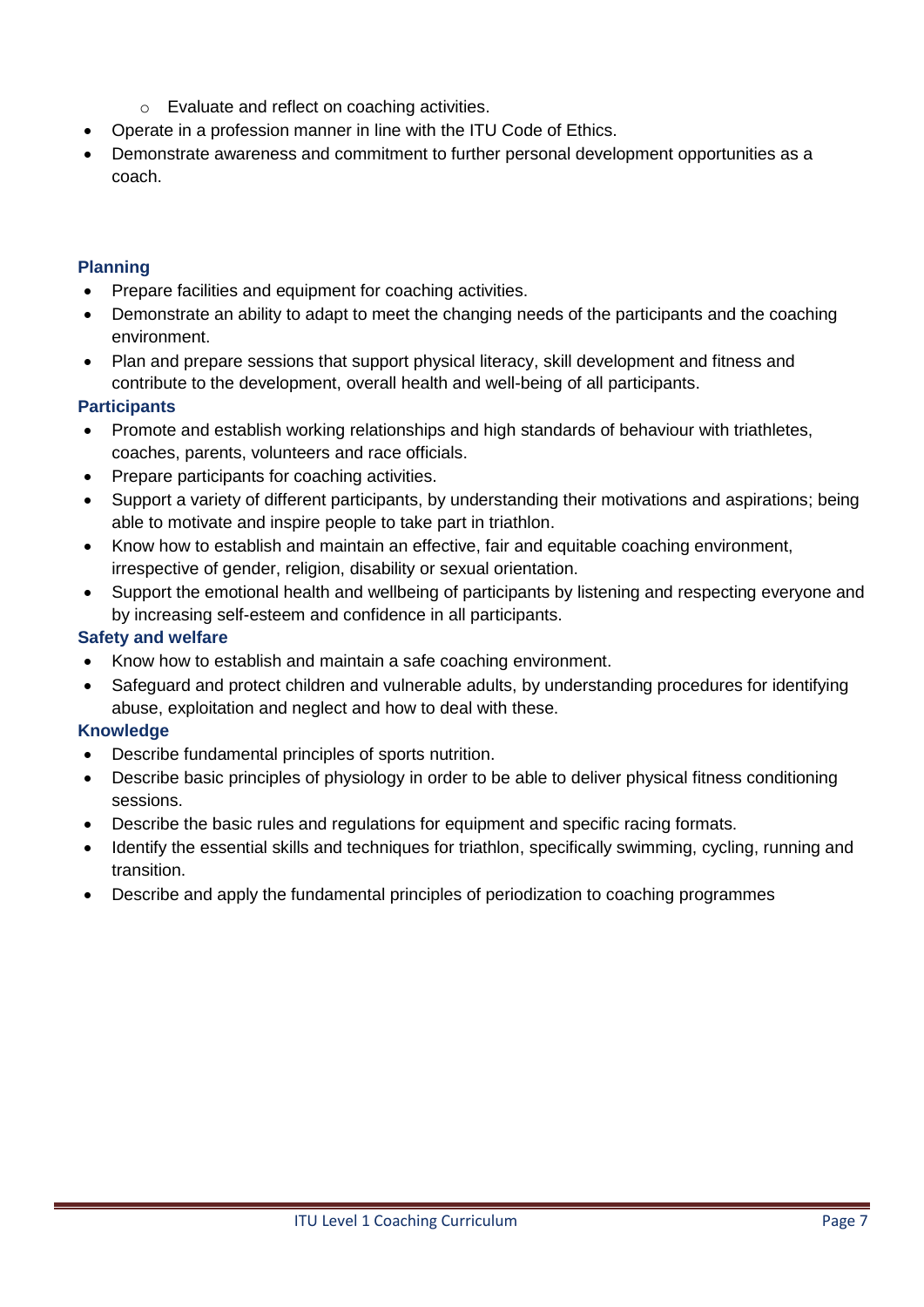- Evaluate and reflect on coaching activities.
- Operate in a profession manner in line with the ITU Code of Ethics.
- Demonstrate awareness and commitment to further personal development opportunities as a coach.

### Planning

- Prepare facilities and equipment for coaching activities.
- Demonstrate an ability to adapt to meet the changing needs of the participants and the coaching environment.
- Plan and prepare sessions that support physical literacy, skill development and fitness and contribute to the development, overall health and well-being of all participants.

### Participants

- Promote and establish working relationships and high standards of behaviour with triathletes, coaches, parents, volunteers and race officials.
- Prepare participants for coaching activities.
- Support a variety of different participants, by understanding their motivations and aspirations; being able to motivate and inspire people to take part in triathlon.
- Know how to establish and maintain an effective, fair and equitable coaching environment, irrespective of gender, religion, disability or sexual orientation.
- Support the emotional health and wellbeing of participants by listening and respecting everyone and by increasing self-esteem and confidence in all participants.

### Safety and welfare

- Know how to establish and maintain a safe coaching environment.
- Safeguard and protect children and vulnerable adults, by understanding procedures for identifying abuse, exploitation and neglect and how to deal with these.

### Knowledge

- Describe fundamental principles of sports nutrition.
- Describe basic principles of physiology in order to be able to deliver physical fitness conditioning sessions.
- Describe the basic rules and regulations for equipment and specific racing formats.
- Identify the essential skills and techniques for triathlon, specifically swimming, cycling, running and transition.
- Describe and apply the fundamental principles of periodization to coaching programmes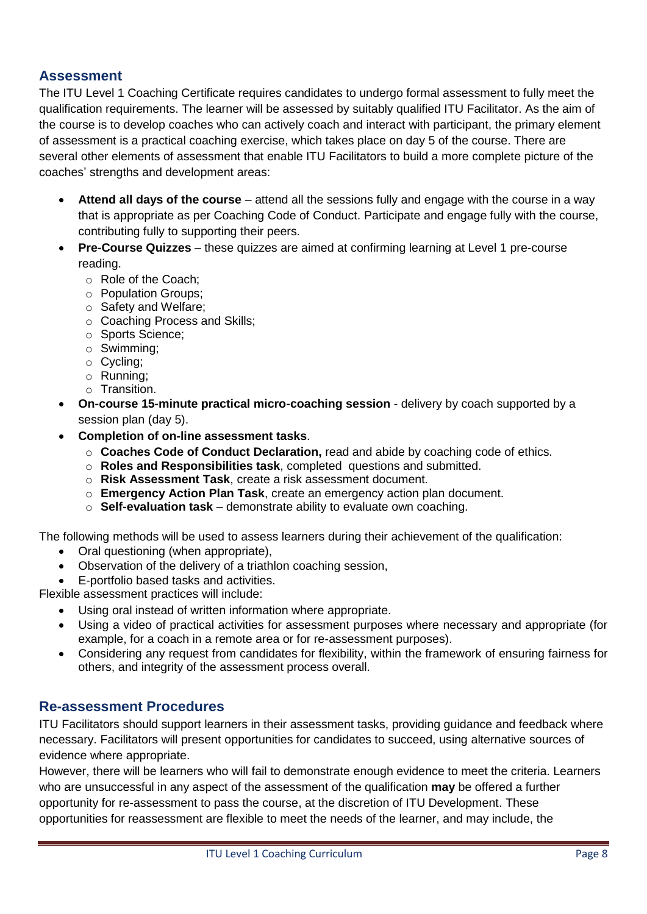## Assessment

The ITU Level 1 Coaching Certificate requires candidates to undergo formal assessment to fully meet the qualification requirements. The learner will be assessed by suitably qualified ITU Facilitator. As the aim of the course is to develop coaches who can actively coach and interact with participant, the primary element of assessment is a practical coaching exercise, which takes place on day 5 of the course. There are several other elements of assessment that enable ITU Facilitators to build a more complete picture of the coaches' strengths and development areas:

- **Attend all days of the course** – attend all the sessions fully and engage with the course in a way that is appropriate as per Coaching Code of Conduct. Participate and engage fully with the course, contributing fully to supporting their peers.
- **Pre-Course Quizzes** – these quizzes are aimed at confirming learning at Level 1 pre-course reading.
  - Role of the Coach;
  - Population Groups;
  - Safety and Welfare;
  - Coaching Process and Skills;
  - Sports Science;
  - Swimming;
  - Cycling;
  - Running;
  - Transition.
- **On-course 15-minute practical micro-coaching session** - delivery by coach supported by a session plan (day 5).
- **Completion of on-line assessment tasks**.
  - **Coaches Code of Conduct Declaration,** read and abide by coaching code of ethics.
  - **Roles and Responsibilities task**, completed questions and submitted.
  - **Risk Assessment Task**, create a risk assessment document.
  - **Emergency Action Plan Task**, create an emergency action plan document.
  - **Self-evaluation task** – demonstrate ability to evaluate own coaching.

The following methods will be used to assess learners during their achievement of the qualification:

- Oral questioning (when appropriate),
- Observation of the delivery of a triathlon coaching session,
- E-portfolio based tasks and activities.

Flexible assessment practices will include:

- Using oral instead of written information where appropriate.
- Using a video of practical activities for assessment purposes where necessary and appropriate (for example, for a coach in a remote area or for re-assessment purposes).
- Considering any request from candidates for flexibility, within the framework of ensuring fairness for others, and integrity of the assessment process overall.

## Re-assessment Procedures

ITU Facilitators should support learners in their assessment tasks, providing guidance and feedback where necessary. Facilitators will present opportunities for candidates to succeed, using alternative sources of evidence where appropriate.

However, there will be learners who will fail to demonstrate enough evidence to meet the criteria. Learners who are unsuccessful in any aspect of the assessment of the qualification **may** be offered a further opportunity for re-assessment to pass the course, at the discretion of ITU Development. These opportunities for reassessment are flexible to meet the needs of the learner, and may include, the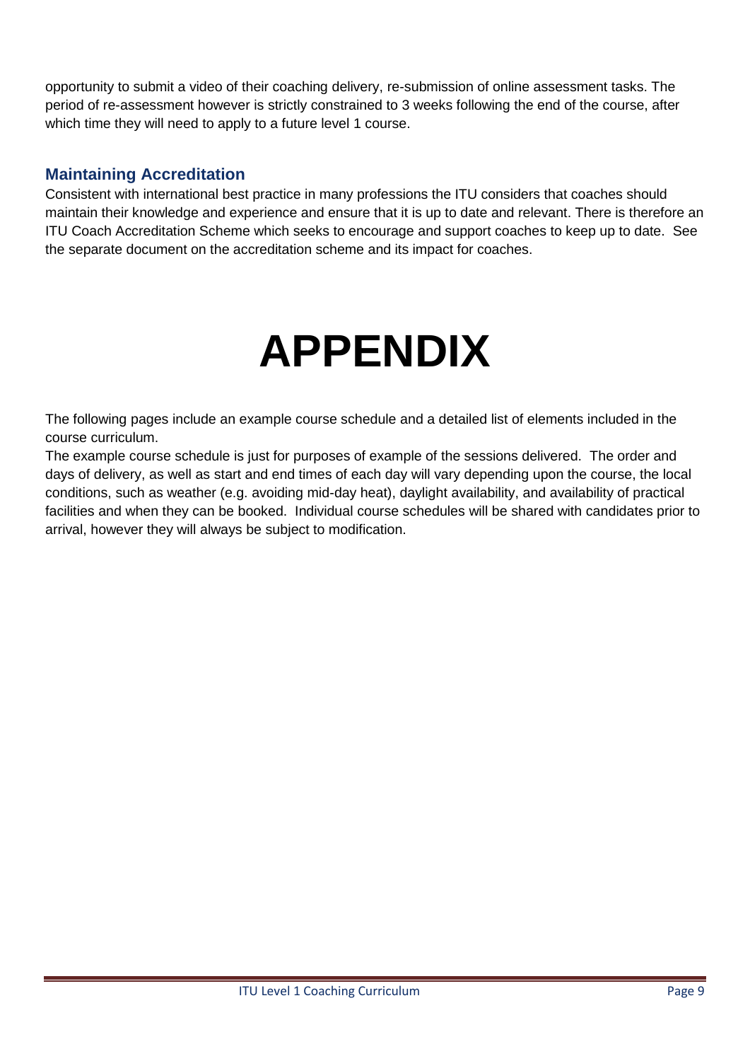opportunity to submit a video of their coaching delivery, re-submission of online assessment tasks. The period of re-assessment however is strictly constrained to 3 weeks following the end of the course, after which time they will need to apply to a future level 1 course.

## Maintaining Accreditation

Consistent with international best practice in many professions the ITU considers that coaches should maintain their knowledge and experience and ensure that it is up to date and relevant. There is therefore an ITU Coach Accreditation Scheme which seeks to encourage and support coaches to keep up to date. See the separate document on the accreditation scheme and its impact for coaches.

# APPENDIX

The following pages include an example course schedule and a detailed list of elements included in the course curriculum.

The example course schedule is just for purposes of example of the sessions delivered. The order and days of delivery, as well as start and end times of each day will vary depending upon the course, the local conditions, such as weather (e.g. avoiding mid-day heat), daylight availability, and availability of practical facilities and when they can be booked. Individual course schedules will be shared with candidates prior to arrival, however they will always be subject to modification.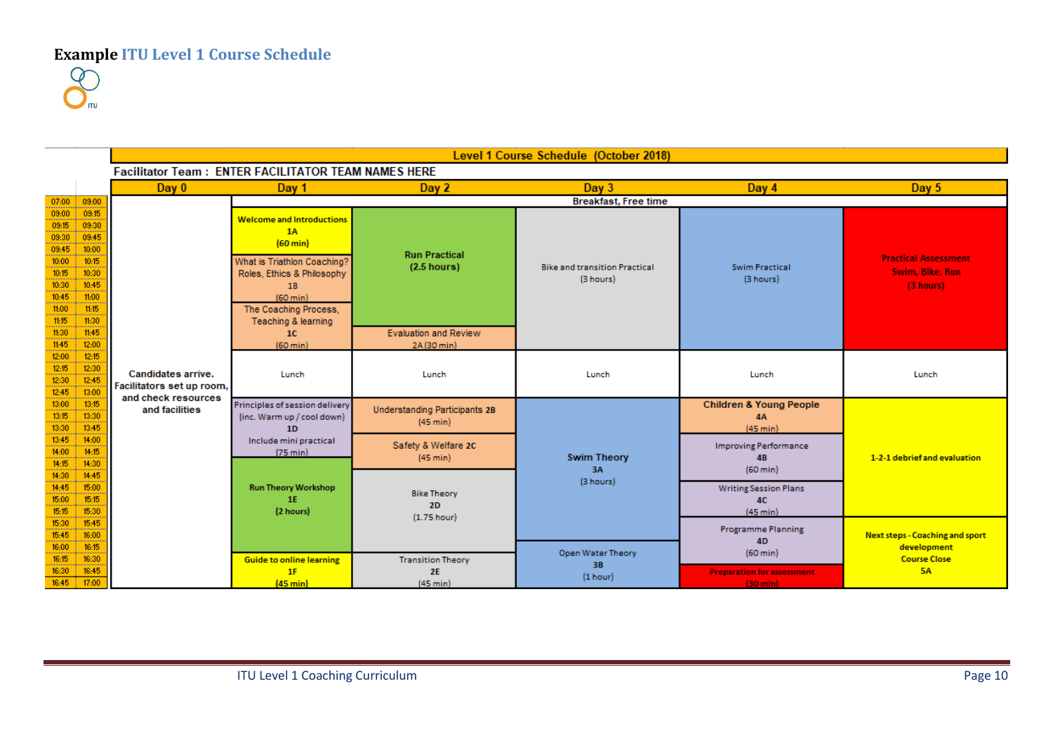# Example ITU Level 1 Course Schedule

**Level 1 Course Schedule (October 2018)**

**Facilitator Team : ENTER FACILITATOR TEAM NAMES HERE**

| Time | Day 0 | Day 1 | Day 2 | Day 3 | Day 4 | Day 5 |
|---|---|---|---|---|---|---|
| 07:00 – 09:00 | Candidates arrive. Facilitators set up room, and check resources and facilities | Breakfast, Free time | Breakfast, Free time | Breakfast, Free time | Breakfast, Free time | Breakfast, Free time |
| 09:00 – 10:00 | | Welcome and Introductions 1A (60 min) | Run Practical (2.5 hours) | Bike and transition Practical (3 hours) | Swim Practical (3 hours) | Practical Assessment Swim, Bike, Run (3 hours) |
| 10:00 – 11:00 | | What is Triathlon Coaching? Roles, Ethics & Philosophy 1B (60 min) | | | | |
| 11:00 – 12:00 | | The Coaching Process, Teaching & learning 1C (60 min) | Evaluation and Review 2A (30 min) (11:30 – 12:00) | | | |
| 12:00 – 13:00 | | Lunch | Lunch | Lunch | Lunch | Lunch |
| 13:00 – 14:15 | | Principles of session delivery (inc. Warm up / cool down) 1D Include mini practical (75 min) | Understanding Participants 2B (45 min) | Swim Theory 3A (3 hours) | Children & Young People 4A (45 min) | 1-2-1 debrief and evaluation |
| 13:45 – 14:30 | | | Safety & Welfare 2C (45 min) | | Improving Performance 4B (60 min) | |
| 14:15 – 16:15 | | Run Theory Workshop 1E (2 hours) | Bike Theory 2D (1.75 hour) | | Writing Session Plans 4C (45 min) | |
| 15:30 – 16:30 | | | | | Programme Planning 4D (60 min) | Next steps - Coaching and sport development Course Close 5A |
| 16:00 – 17:00 | | | | Open Water Theory 3B (1 hour) | | |
| 16:15 – 17:00 | | Guide to online learning 1F (45 min) | Transition Theory 2E (45 min) | | | |
| 16:30 – 17:00 | | | | | Preparation for assessment (30 min) | |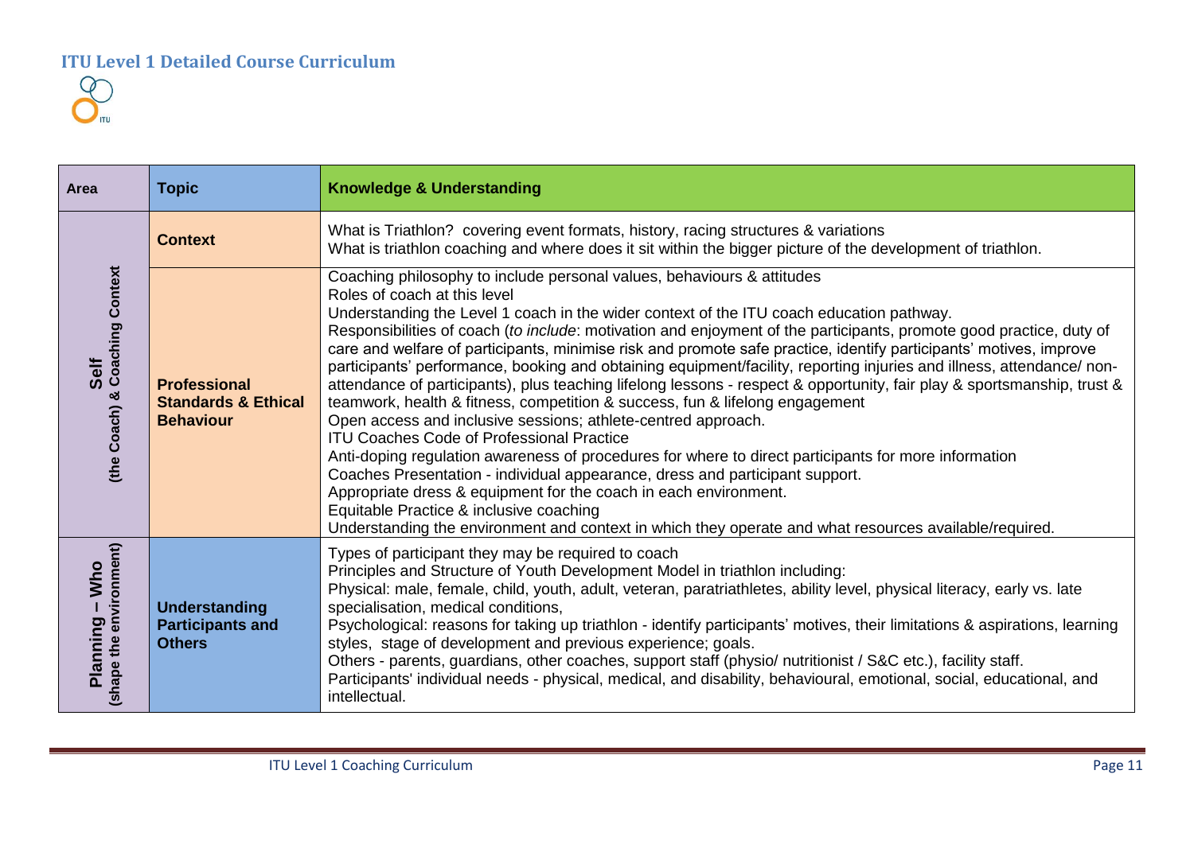## ITU Level 1 Detailed Course Curriculum

| Area | Topic | Knowledge & Understanding |
| --- | --- | --- |
| **Self** (the Coach) & Coaching Context | **Context** | What is Triathlon? covering event formats, history, racing structures & variations<br>What is triathlon coaching and where does it sit within the bigger picture of the development of triathlon. |
| | **Professional Standards & Ethical Behaviour** | Coaching philosophy to include personal values, behaviours & attitudes<br>Roles of coach at this level<br>Understanding the Level 1 coach in the wider context of the ITU coach education pathway.<br>Responsibilities of coach (*to include*: motivation and enjoyment of the participants, promote good practice, duty of care and welfare of participants, minimise risk and promote safe practice, identify participants' motives, improve participants' performance, booking and obtaining equipment/facility, reporting injuries and illness, attendance/ non-attendance of participants), plus teaching lifelong lessons - respect & opportunity, fair play & sportsmanship, trust & teamwork, health & fitness, competition & success, fun & lifelong engagement<br>Open access and inclusive sessions; athlete-centred approach.<br>ITU Coaches Code of Professional Practice<br>Anti-doping regulation awareness of procedures for where to direct participants for more information<br>Coaches Presentation - individual appearance, dress and participant support.<br>Appropriate dress & equipment for the coach in each environment.<br>Equitable Practice & inclusive coaching<br>Understanding the environment and context in which they operate and what resources available/required. |
| **Planning – Who** (shape the environment) | **Understanding Participants and Others** | Types of participant they may be required to coach<br>Principles and Structure of Youth Development Model in triathlon including:<br>Physical: male, female, child, youth, adult, veteran, paratriathletes, ability level, physical literacy, early vs. late specialisation, medical conditions,<br>Psychological: reasons for taking up triathlon - identify participants' motives, their limitations & aspirations, learning styles, stage of development and previous experience; goals.<br>Others - parents, guardians, other coaches, support staff (physio/ nutritionist / S&C etc.), facility staff.<br>Participants' individual needs - physical, medical, and disability, behavioural, emotional, social, educational, and intellectual. |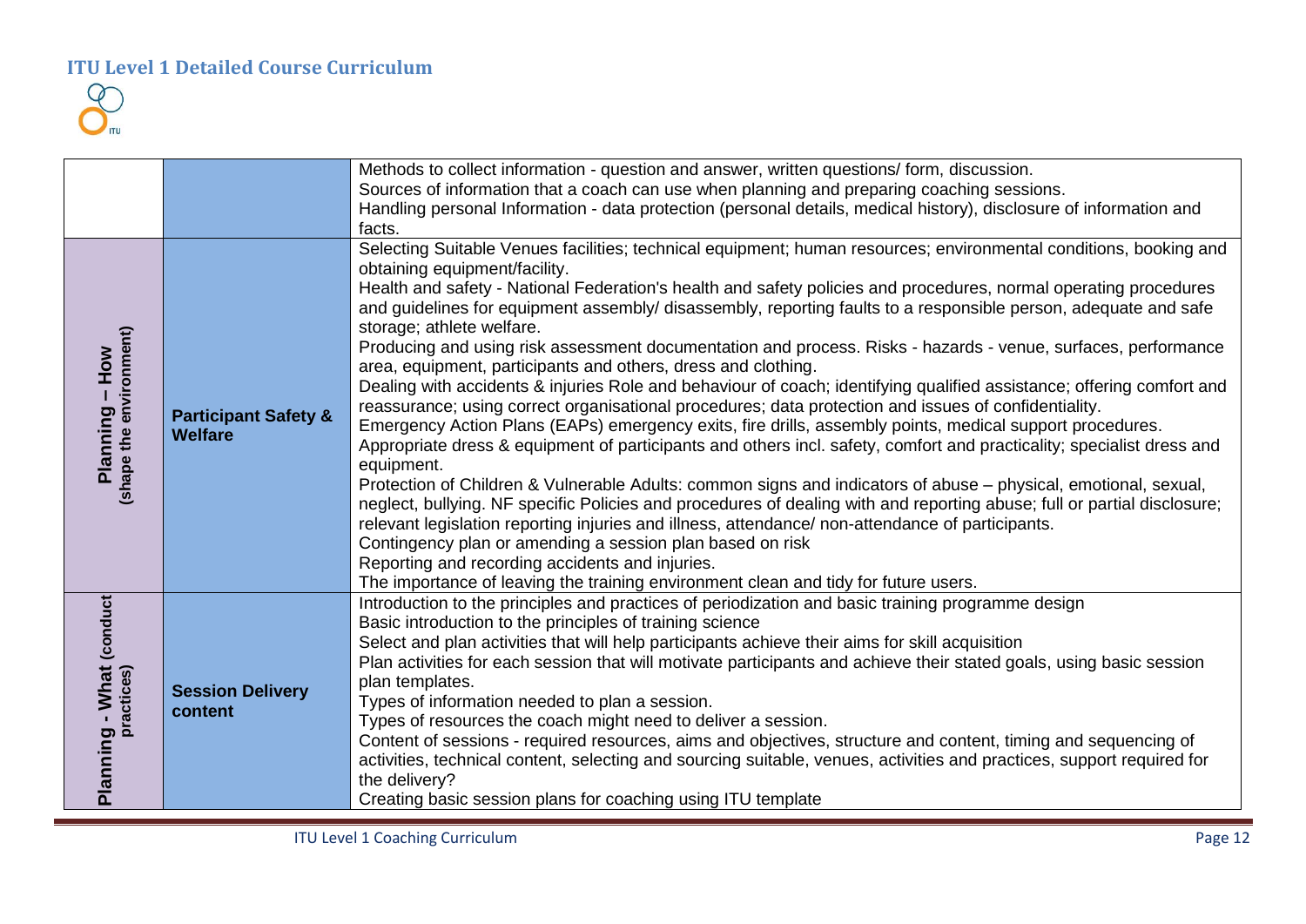| | | |
|---|---|---|
| | | Methods to collect information - question and answer, written questions/ form, discussion.<br>Sources of information that a coach can use when planning and preparing coaching sessions.<br>Handling personal Information - data protection (personal details, medical history), disclosure of information and facts. |
| **Planning – How (shape the environment)** | **Participant Safety & Welfare** | Selecting Suitable Venues facilities; technical equipment; human resources; environmental conditions, booking and obtaining equipment/facility.<br>Health and safety - National Federation's health and safety policies and procedures, normal operating procedures and guidelines for equipment assembly/ disassembly, reporting faults to a responsible person, adequate and safe storage; athlete welfare.<br>Producing and using risk assessment documentation and process. Risks - hazards - venue, surfaces, performance area, equipment, participants and others, dress and clothing.<br>Dealing with accidents & injuries Role and behaviour of coach; identifying qualified assistance; offering comfort and reassurance; using correct organisational procedures; data protection and issues of confidentiality.<br>Emergency Action Plans (EAPs) emergency exits, fire drills, assembly points, medical support procedures.<br>Appropriate dress & equipment of participants and others incl. safety, comfort and practicality; specialist dress and equipment.<br>Protection of Children & Vulnerable Adults: common signs and indicators of abuse – physical, emotional, sexual, neglect, bullying. NF specific Policies and procedures of dealing with and reporting abuse; full or partial disclosure; relevant legislation reporting injuries and illness, attendance/ non-attendance of participants.<br>Contingency plan or amending a session plan based on risk<br>Reporting and recording accidents and injuries.<br>The importance of leaving the training environment clean and tidy for future users. |
| **Planning - What (conduct practices)** | **Session Delivery content** | Introduction to the principles and practices of periodization and basic training programme design<br>Basic introduction to the principles of training science<br>Select and plan activities that will help participants achieve their aims for skill acquisition<br>Plan activities for each session that will motivate participants and achieve their stated goals, using basic session plan templates.<br>Types of information needed to plan a session.<br>Types of resources the coach might need to deliver a session.<br>Content of sessions - required resources, aims and objectives, structure and content, timing and sequencing of activities, technical content, selecting and sourcing suitable, venues, activities and practices, support required for the delivery?<br>Creating basic session plans for coaching using ITU template |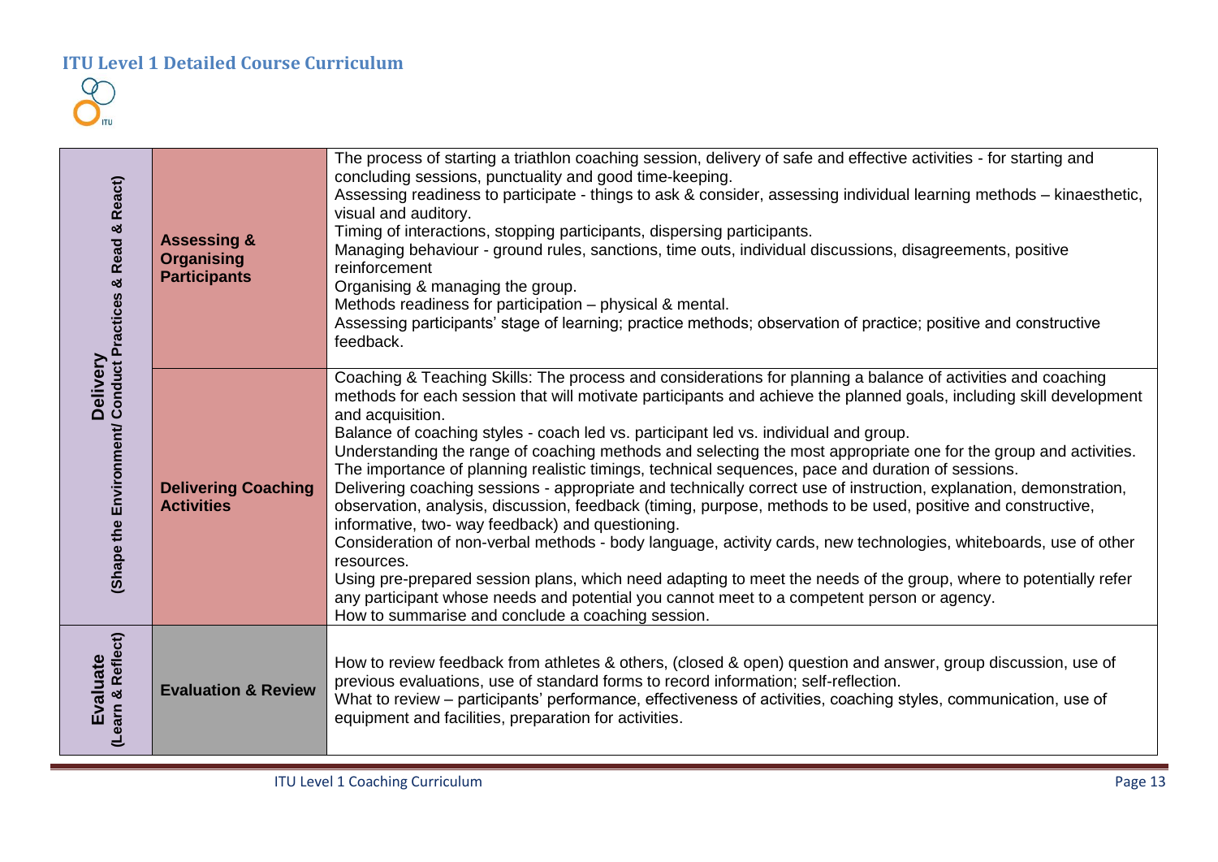## ITU Level 1 Detailed Course Curriculum

| | | |
|---|---|---|
| **Delivery** (Shape the Environment/ Conduct Practices & Read & React) | **Assessing & Organising Participants** | The process of starting a triathlon coaching session, delivery of safe and effective activities - for starting and concluding sessions, punctuality and good time-keeping.<br>Assessing readiness to participate - things to ask & consider, assessing individual learning methods – kinaesthetic, visual and auditory.<br>Timing of interactions, stopping participants, dispersing participants.<br>Managing behaviour - ground rules, sanctions, time outs, individual discussions, disagreements, positive reinforcement<br>Organising & managing the group.<br>Methods readiness for participation – physical & mental.<br>Assessing participants' stage of learning; practice methods; observation of practice; positive and constructive feedback. |
| | **Delivering Coaching Activities** | Coaching & Teaching Skills: The process and considerations for planning a balance of activities and coaching methods for each session that will motivate participants and achieve the planned goals, including skill development and acquisition.<br>Balance of coaching styles - coach led vs. participant led vs. individual and group.<br>Understanding the range of coaching methods and selecting the most appropriate one for the group and activities.<br>The importance of planning realistic timings, technical sequences, pace and duration of sessions.<br>Delivering coaching sessions - appropriate and technically correct use of instruction, explanation, demonstration, observation, analysis, discussion, feedback (timing, purpose, methods to be used, positive and constructive, informative, two- way feedback) and questioning.<br>Consideration of non-verbal methods - body language, activity cards, new technologies, whiteboards, use of other resources.<br>Using pre-prepared session plans, which need adapting to meet the needs of the group, where to potentially refer any participant whose needs and potential you cannot meet to a competent person or agency.<br>How to summarise and conclude a coaching session. |
| **Evaluate** (Learn & Reflect) | **Evaluation & Review** | How to review feedback from athletes & others, (closed & open) question and answer, group discussion, use of previous evaluations, use of standard forms to record information; self-reflection.<br>What to review – participants' performance, effectiveness of activities, coaching styles, communication, use of equipment and facilities, preparation for activities. |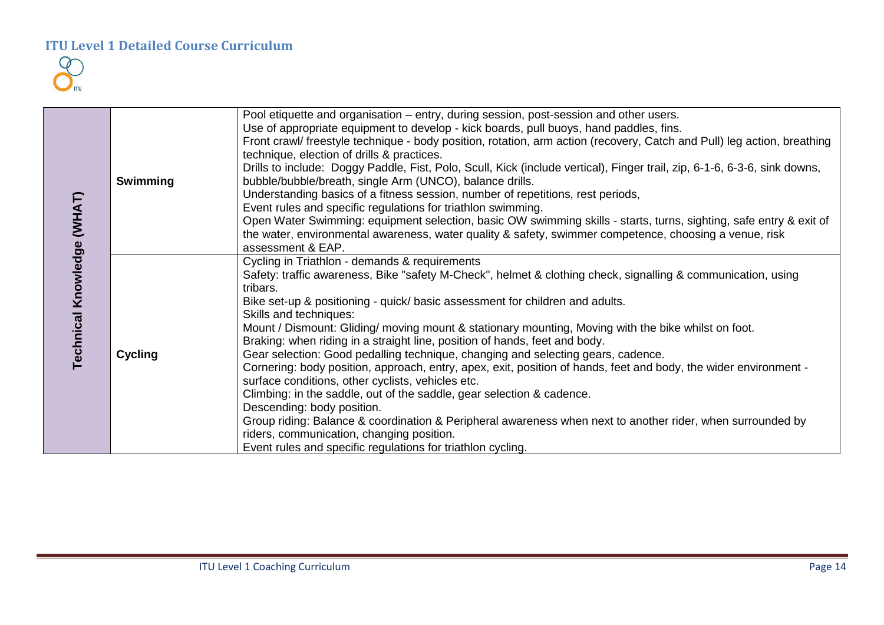| Technical Knowledge (WHAT) | | |
|---|---|---|
| | **Swimming** | Pool etiquette and organisation – entry, during session, post-session and other users.<br>Use of appropriate equipment to develop - kick boards, pull buoys, hand paddles, fins.<br>Front crawl/ freestyle technique - body position, rotation, arm action (recovery, Catch and Pull) leg action, breathing technique, election of drills & practices.<br>Drills to include: Doggy Paddle, Fist, Polo, Scull, Kick (include vertical), Finger trail, zip, 6-1-6, 6-3-6, sink downs, bubble/bubble/breath, single Arm (UNCO), balance drills.<br>Understanding basics of a fitness session, number of repetitions, rest periods,<br>Event rules and specific regulations for triathlon swimming.<br>Open Water Swimming: equipment selection, basic OW swimming skills - starts, turns, sighting, safe entry & exit of the water, environmental awareness, water quality & safety, swimmer competence, choosing a venue, risk assessment & EAP. |
| | **Cycling** | Cycling in Triathlon - demands & requirements<br>Safety: traffic awareness, Bike "safety M-Check", helmet & clothing check, signalling & communication, using tribars.<br>Bike set-up & positioning - quick/ basic assessment for children and adults.<br>Skills and techniques:<br>Mount / Dismount: Gliding/ moving mount & stationary mounting, Moving with the bike whilst on foot.<br>Braking: when riding in a straight line, position of hands, feet and body.<br>Gear selection: Good pedalling technique, changing and selecting gears, cadence.<br>Cornering: body position, approach, entry, apex, exit, position of hands, feet and body, the wider environment - surface conditions, other cyclists, vehicles etc.<br>Climbing: in the saddle, out of the saddle, gear selection & cadence.<br>Descending: body position.<br>Group riding: Balance & coordination & Peripheral awareness when next to another rider, when surrounded by riders, communication, changing position.<br>Event rules and specific regulations for triathlon cycling. |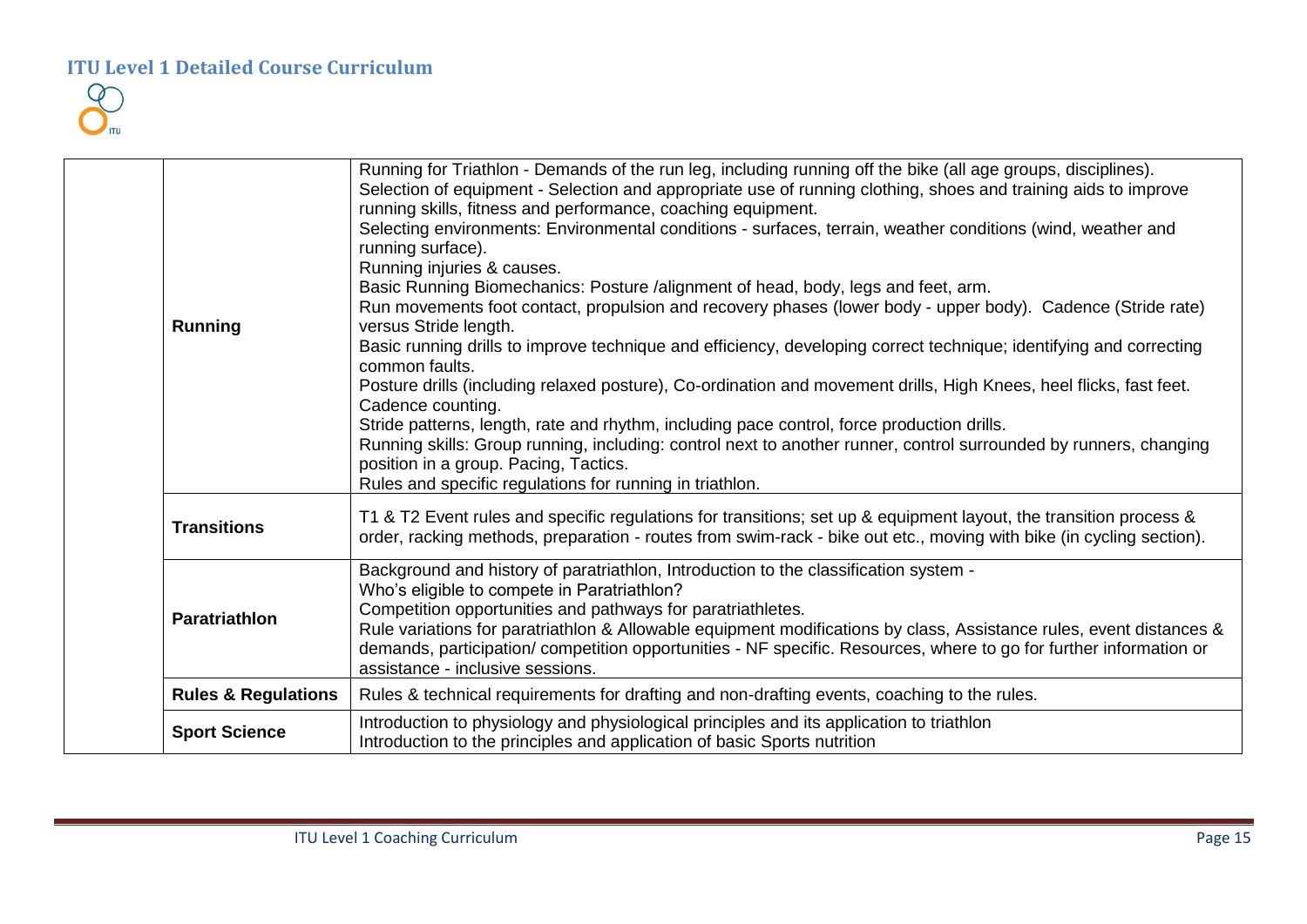| | | |
|---|---|---|
| | **Running** | Running for Triathlon - Demands of the run leg, including running off the bike (all age groups, disciplines).<br>Selection of equipment - Selection and appropriate use of running clothing, shoes and training aids to improve running skills, fitness and performance, coaching equipment.<br>Selecting environments: Environmental conditions - surfaces, terrain, weather conditions (wind, weather and running surface).<br>Running injuries & causes.<br>Basic Running Biomechanics: Posture /alignment of head, body, legs and feet, arm.<br>Run movements foot contact, propulsion and recovery phases (lower body - upper body). Cadence (Stride rate) versus Stride length.<br>Basic running drills to improve technique and efficiency, developing correct technique; identifying and correcting common faults.<br>Posture drills (including relaxed posture), Co-ordination and movement drills, High Knees, heel flicks, fast feet. Cadence counting.<br>Stride patterns, length, rate and rhythm, including pace control, force production drills.<br>Running skills: Group running, including: control next to another runner, control surrounded by runners, changing position in a group. Pacing, Tactics.<br>Rules and specific regulations for running in triathlon. |
| | **Transitions** | T1 & T2 Event rules and specific regulations for transitions; set up & equipment layout, the transition process & order, racking methods, preparation - routes from swim-rack - bike out etc., moving with bike (in cycling section). |
| | **Paratriathlon** | Background and history of paratriathlon, Introduction to the classification system -<br>Who's eligible to compete in Paratriathlon?<br>Competition opportunities and pathways for paratriathletes.<br>Rule variations for paratriathlon & Allowable equipment modifications by class, Assistance rules, event distances & demands, participation/ competition opportunities - NF specific. Resources, where to go for further information or assistance - inclusive sessions. |
| | **Rules & Regulations** | Rules & technical requirements for drafting and non-drafting events, coaching to the rules. |
| | **Sport Science** | Introduction to physiology and physiological principles and its application to triathlon<br>Introduction to the principles and application of basic Sports nutrition |